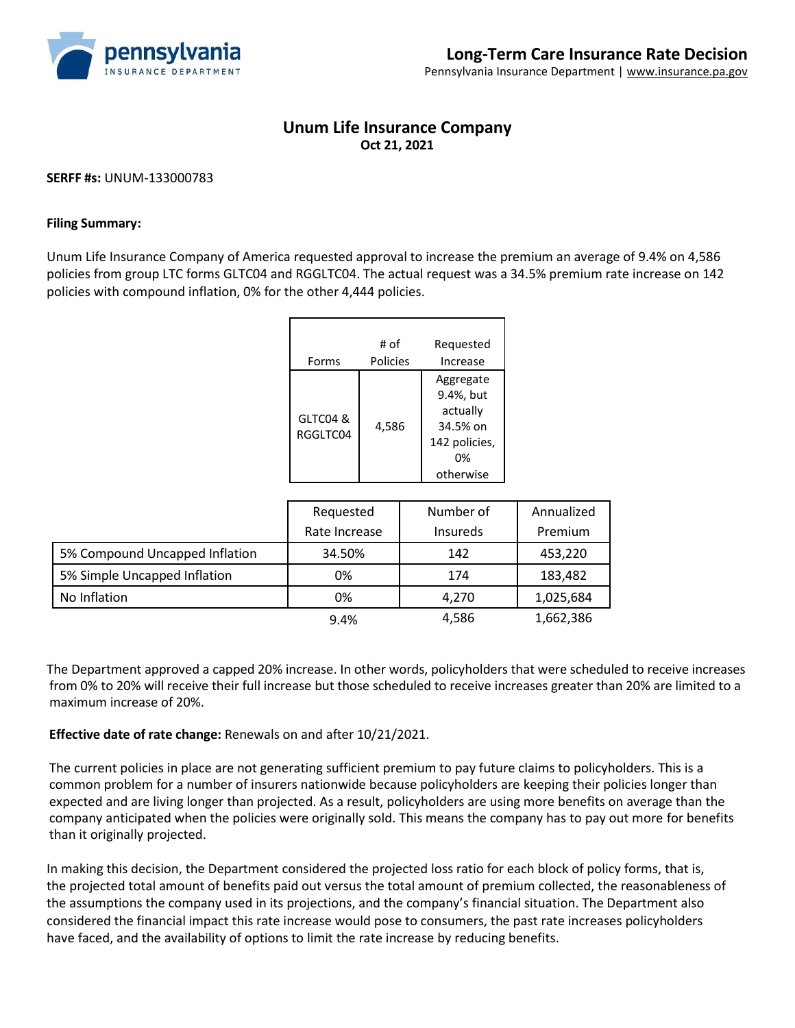pennsylvania
INSURANCE DEPARTMENT

# Long-Term Care Insurance Rate Decision

Pennsylvania Insurance Department | www.insurance.pa.gov

## Unum Life Insurance Company

**Oct 21, 2021**

**SERFF #s:** UNUM-133000783

**Filing Summary:**

Unum Life Insurance Company of America requested approval to increase the premium an average of 9.4% on 4,586 policies from group LTC forms GLTC04 and RGGLTC04. The actual request was a 34.5% premium rate increase on 142 policies with compound inflation, 0% for the other 4,444 policies.

| Forms | # of Policies | Requested Increase |
|---|---|---|
| GLTC04 & RGGLTC04 | 4,586 | Aggregate 9.4%, but actually 34.5% on 142 policies, 0% otherwise |

| | Requested Rate Increase | Number of Insureds | Annualized Premium |
|---|---|---|---|
| 5% Compound Uncapped Inflation | 34.50% | 142 | 453,220 |
| 5% Simple Uncapped Inflation | 0% | 174 | 183,482 |
| No Inflation | 0% | 4,270 | 1,025,684 |
| | 9.4% | 4,586 | 1,662,386 |

The Department approved a capped 20% increase. In other words, policyholders that were scheduled to receive increases from 0% to 20% will receive their full increase but those scheduled to receive increases greater than 20% are limited to a maximum increase of 20%.

**Effective date of rate change:** Renewals on and after 10/21/2021.

The current policies in place are not generating sufficient premium to pay future claims to policyholders. This is a common problem for a number of insurers nationwide because policyholders are keeping their policies longer than expected and are living longer than projected. As a result, policyholders are using more benefits on average than the company anticipated when the policies were originally sold. This means the company has to pay out more for benefits than it originally projected.

In making this decision, the Department considered the projected loss ratio for each block of policy forms, that is, the projected total amount of benefits paid out versus the total amount of premium collected, the reasonableness of the assumptions the company used in its projections, and the company's financial situation. The Department also considered the financial impact this rate increase would pose to consumers, the past rate increases policyholders have faced, and the availability of options to limit the rate increase by reducing benefits.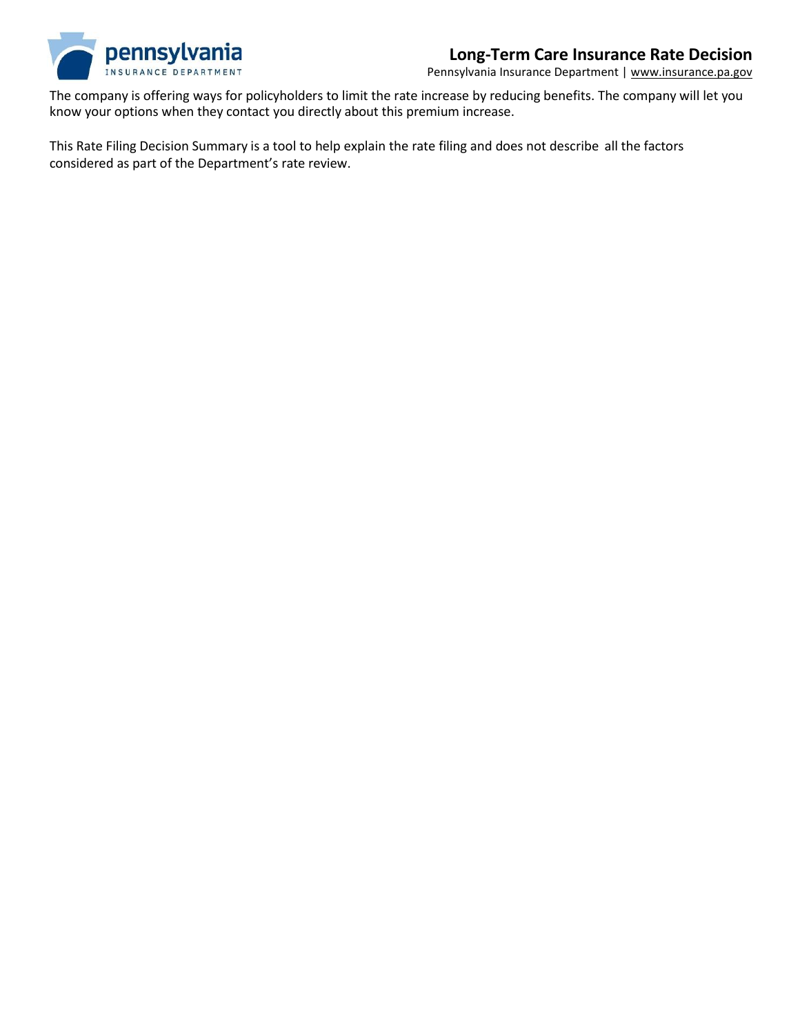The company is offering ways for policyholders to limit the rate increase by reducing benefits. The company will let you know your options when they contact you directly about this premium increase.

This Rate Filing Decision Summary is a tool to help explain the rate filing and does not describe all the factors considered as part of the Department's rate review.